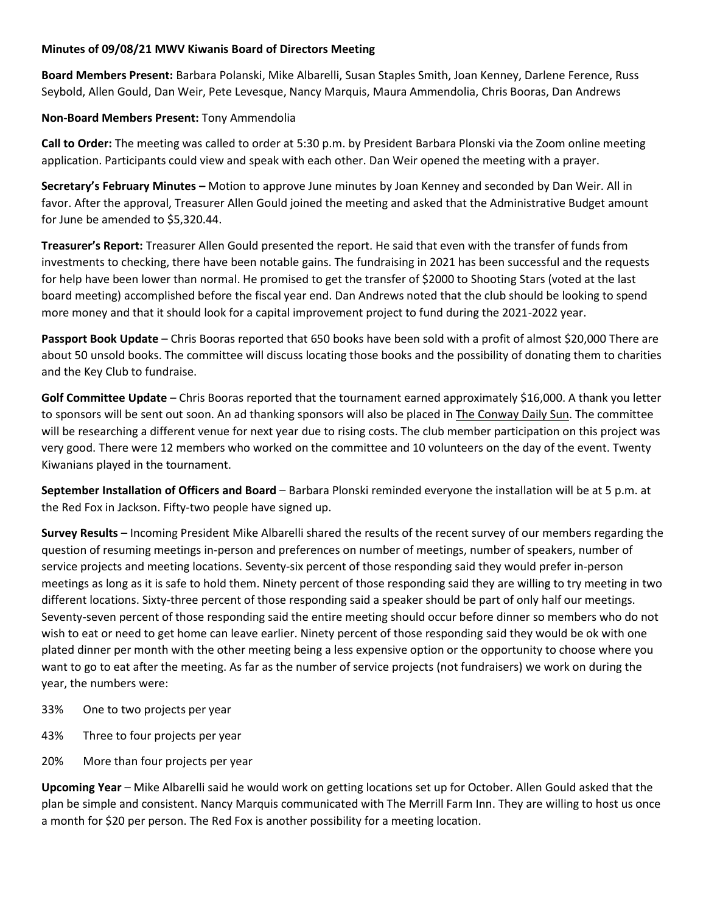**Minutes of 09/08/21 MWV Kiwanis Board of Directors Meeting**

**Board Members Present:** Barbara Polanski, Mike Albarelli, Susan Staples Smith, Joan Kenney, Darlene Ference, Russ Seybold, Allen Gould, Dan Weir, Pete Levesque, Nancy Marquis, Maura Ammendolia, Chris Booras, Dan Andrews

**Non-Board Members Present:** Tony Ammendolia

**Call to Order:** The meeting was called to order at 5:30 p.m. by President Barbara Plonski via the Zoom online meeting application. Participants could view and speak with each other. Dan Weir opened the meeting with a prayer.

**Secretary's February Minutes –** Motion to approve June minutes by Joan Kenney and seconded by Dan Weir. All in favor. After the approval, Treasurer Allen Gould joined the meeting and asked that the Administrative Budget amount for June be amended to $5,320.44.

**Treasurer's Report:** Treasurer Allen Gould presented the report. He said that even with the transfer of funds from investments to checking, there have been notable gains. The fundraising in 2021 has been successful and the requests for help have been lower than normal. He promised to get the transfer of $2000 to Shooting Stars (voted at the last board meeting) accomplished before the fiscal year end. Dan Andrews noted that the club should be looking to spend more money and that it should look for a capital improvement project to fund during the 2021-2022 year.

**Passport Book Update** – Chris Booras reported that 650 books have been sold with a profit of almost $20,000 There are about 50 unsold books. The committee will discuss locating those books and the possibility of donating them to charities and the Key Club to fundraise.

**Golf Committee Update** – Chris Booras reported that the tournament earned approximately $16,000. A thank you letter to sponsors will be sent out soon. An ad thanking sponsors will also be placed in The Conway Daily Sun. The committee will be researching a different venue for next year due to rising costs. The club member participation on this project was very good. There were 12 members who worked on the committee and 10 volunteers on the day of the event. Twenty Kiwanians played in the tournament.

**September Installation of Officers and Board** – Barbara Plonski reminded everyone the installation will be at 5 p.m. at the Red Fox in Jackson. Fifty-two people have signed up.

**Survey Results** – Incoming President Mike Albarelli shared the results of the recent survey of our members regarding the question of resuming meetings in-person and preferences on number of meetings, number of speakers, number of service projects and meeting locations. Seventy-six percent of those responding said they would prefer in-person meetings as long as it is safe to hold them. Ninety percent of those responding said they are willing to try meeting in two different locations. Sixty-three percent of those responding said a speaker should be part of only half our meetings. Seventy-seven percent of those responding said the entire meeting should occur before dinner so members who do not wish to eat or need to get home can leave earlier. Ninety percent of those responding said they would be ok with one plated dinner per month with the other meeting being a less expensive option or the opportunity to choose where you want to go to eat after the meeting. As far as the number of service projects (not fundraisers) we work on during the year, the numbers were:

33% One to two projects per year

43% Three to four projects per year

20% More than four projects per year

**Upcoming Year** – Mike Albarelli said he would work on getting locations set up for October. Allen Gould asked that the plan be simple and consistent. Nancy Marquis communicated with The Merrill Farm Inn. They are willing to host us once a month for $20 per person. The Red Fox is another possibility for a meeting location.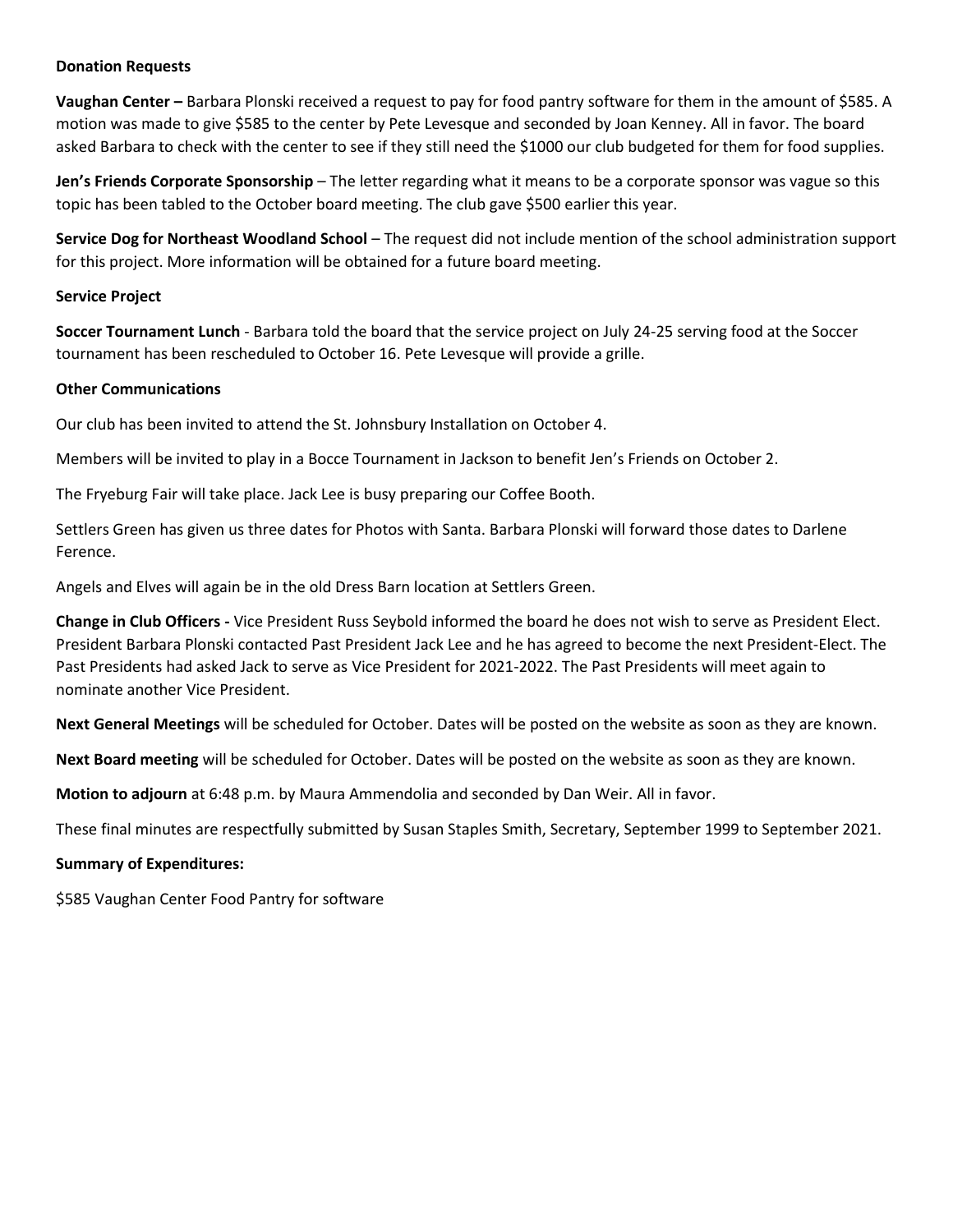**Donation Requests**

**Vaughan Center –** Barbara Plonski received a request to pay for food pantry software for them in the amount of $585. A motion was made to give $585 to the center by Pete Levesque and seconded by Joan Kenney. All in favor. The board asked Barbara to check with the center to see if they still need the $1000 our club budgeted for them for food supplies.

**Jen's Friends Corporate Sponsorship** – The letter regarding what it means to be a corporate sponsor was vague so this topic has been tabled to the October board meeting. The club gave $500 earlier this year.

**Service Dog for Northeast Woodland School** – The request did not include mention of the school administration support for this project. More information will be obtained for a future board meeting.

**Service Project**

**Soccer Tournament Lunch** - Barbara told the board that the service project on July 24-25 serving food at the Soccer tournament has been rescheduled to October 16. Pete Levesque will provide a grille.

**Other Communications**

Our club has been invited to attend the St. Johnsbury Installation on October 4.

Members will be invited to play in a Bocce Tournament in Jackson to benefit Jen's Friends on October 2.

The Fryeburg Fair will take place. Jack Lee is busy preparing our Coffee Booth.

Settlers Green has given us three dates for Photos with Santa. Barbara Plonski will forward those dates to Darlene Ference.

Angels and Elves will again be in the old Dress Barn location at Settlers Green.

**Change in Club Officers -** Vice President Russ Seybold informed the board he does not wish to serve as President Elect. President Barbara Plonski contacted Past President Jack Lee and he has agreed to become the next President-Elect. The Past Presidents had asked Jack to serve as Vice President for 2021-2022. The Past Presidents will meet again to nominate another Vice President.

**Next General Meetings** will be scheduled for October. Dates will be posted on the website as soon as they are known.

**Next Board meeting** will be scheduled for October. Dates will be posted on the website as soon as they are known.

**Motion to adjourn** at 6:48 p.m. by Maura Ammendolia and seconded by Dan Weir. All in favor.

These final minutes are respectfully submitted by Susan Staples Smith, Secretary, September 1999 to September 2021.

**Summary of Expenditures:**

$585 Vaughan Center Food Pantry for software